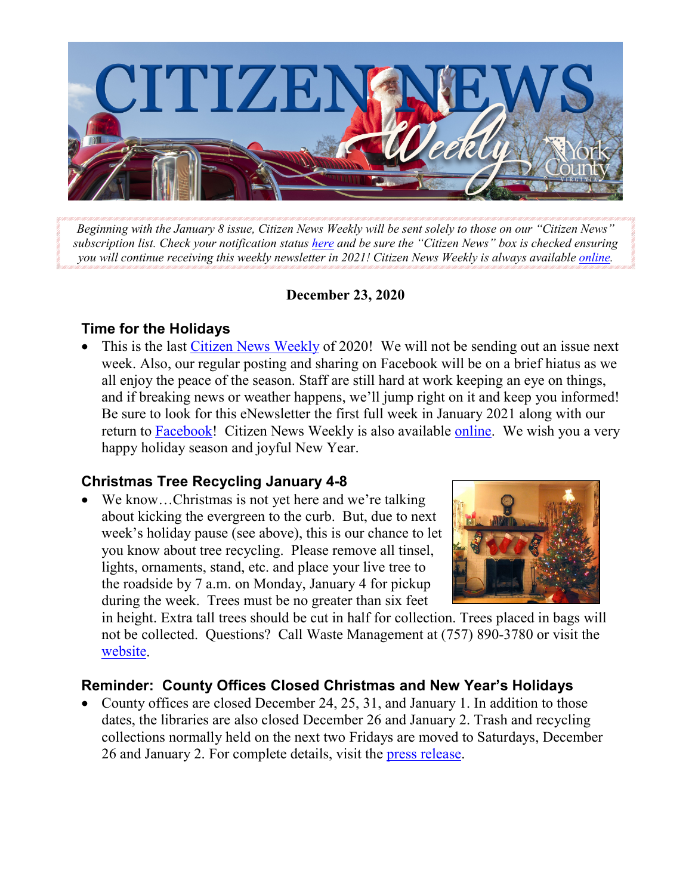# CITIZEN NEWS Weekly

*Beginning with the January 8 issue, Citizen News Weekly will be sent solely to those on our "Citizen News" subscription list. Check your notification status here and be sure the "Citizen News" box is checked ensuring you will continue receiving this weekly newsletter in 2021! Citizen News Weekly is always available online.*

**December 23, 2020**

## Time for the Holidays

- This is the last Citizen News Weekly of 2020! We will not be sending out an issue next week. Also, our regular posting and sharing on Facebook will be on a brief hiatus as we all enjoy the peace of the season. Staff are still hard at work keeping an eye on things, and if breaking news or weather happens, we'll jump right on it and keep you informed! Be sure to look for this eNewsletter the first full week in January 2021 along with our return to Facebook! Citizen News Weekly is also available online. We wish you a very happy holiday season and joyful New Year.

## Christmas Tree Recycling January 4-8

- We know…Christmas is not yet here and we're talking about kicking the evergreen to the curb. But, due to next week's holiday pause (see above), this is our chance to let you know about tree recycling. Please remove all tinsel, lights, ornaments, stand, etc. and place your live tree to the roadside by 7 a.m. on Monday, January 4 for pickup during the week. Trees must be no greater than six feet in height. Extra tall trees should be cut in half for collection. Trees placed in bags will not be collected. Questions? Call Waste Management at (757) 890-3780 or visit the website.

## Reminder: County Offices Closed Christmas and New Year's Holidays

- County offices are closed December 24, 25, 31, and January 1. In addition to those dates, the libraries are also closed December 26 and January 2. Trash and recycling collections normally held on the next two Fridays are moved to Saturdays, December 26 and January 2. For complete details, visit the press release.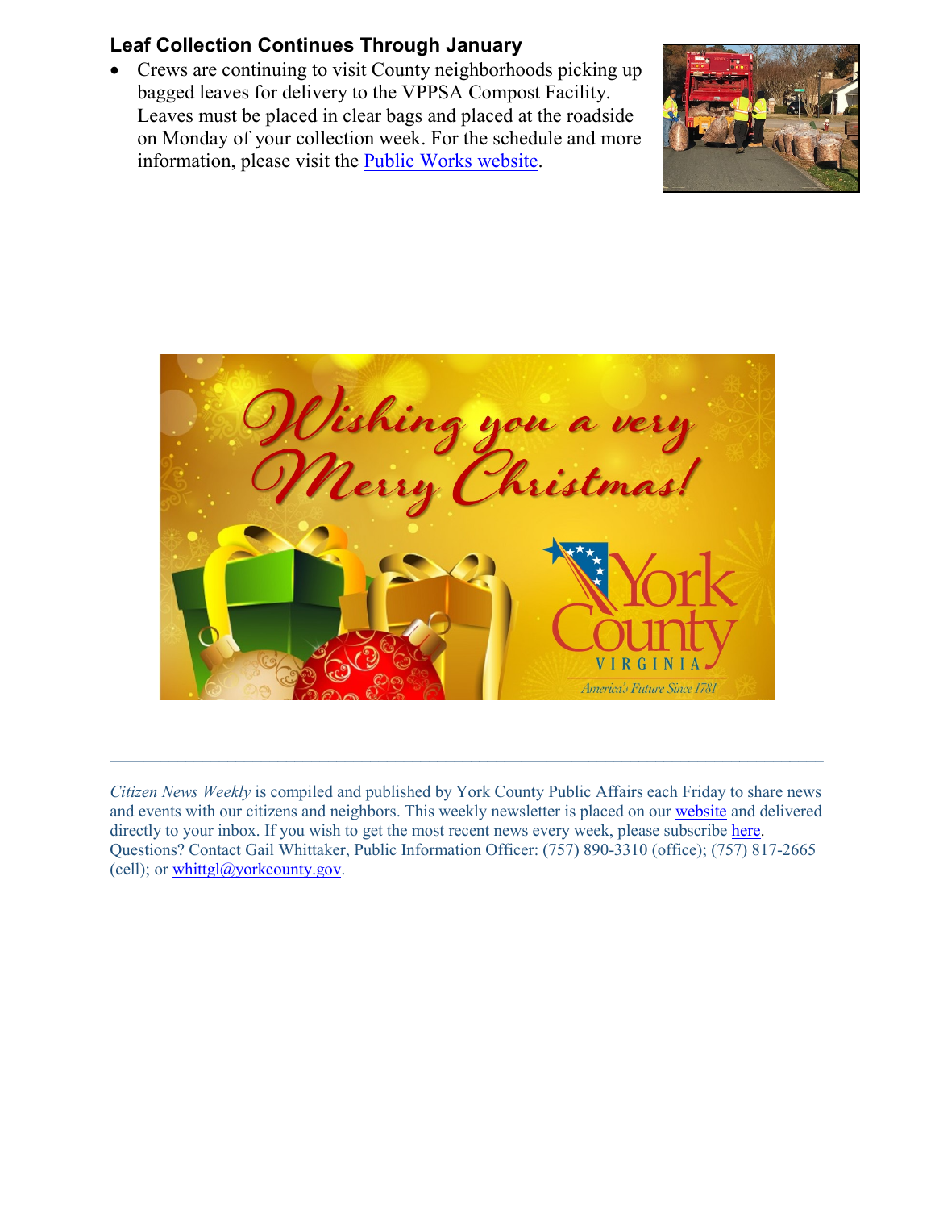## Leaf Collection Continues Through January

- Crews are continuing to visit County neighborhoods picking up bagged leaves for delivery to the VPPSA Compost Facility. Leaves must be placed in clear bags and placed at the roadside on Monday of your collection week. For the schedule and more information, please visit the Public Works website.

---

*Citizen News Weekly* is compiled and published by York County Public Affairs each Friday to share news and events with our citizens and neighbors. This weekly newsletter is placed on our website and delivered directly to your inbox. If you wish to get the most recent news every week, please subscribe here. Questions? Contact Gail Whittaker, Public Information Officer: (757) 890-3310 (office); (757) 817-2665 (cell); or whittgl@yorkcounty.gov.